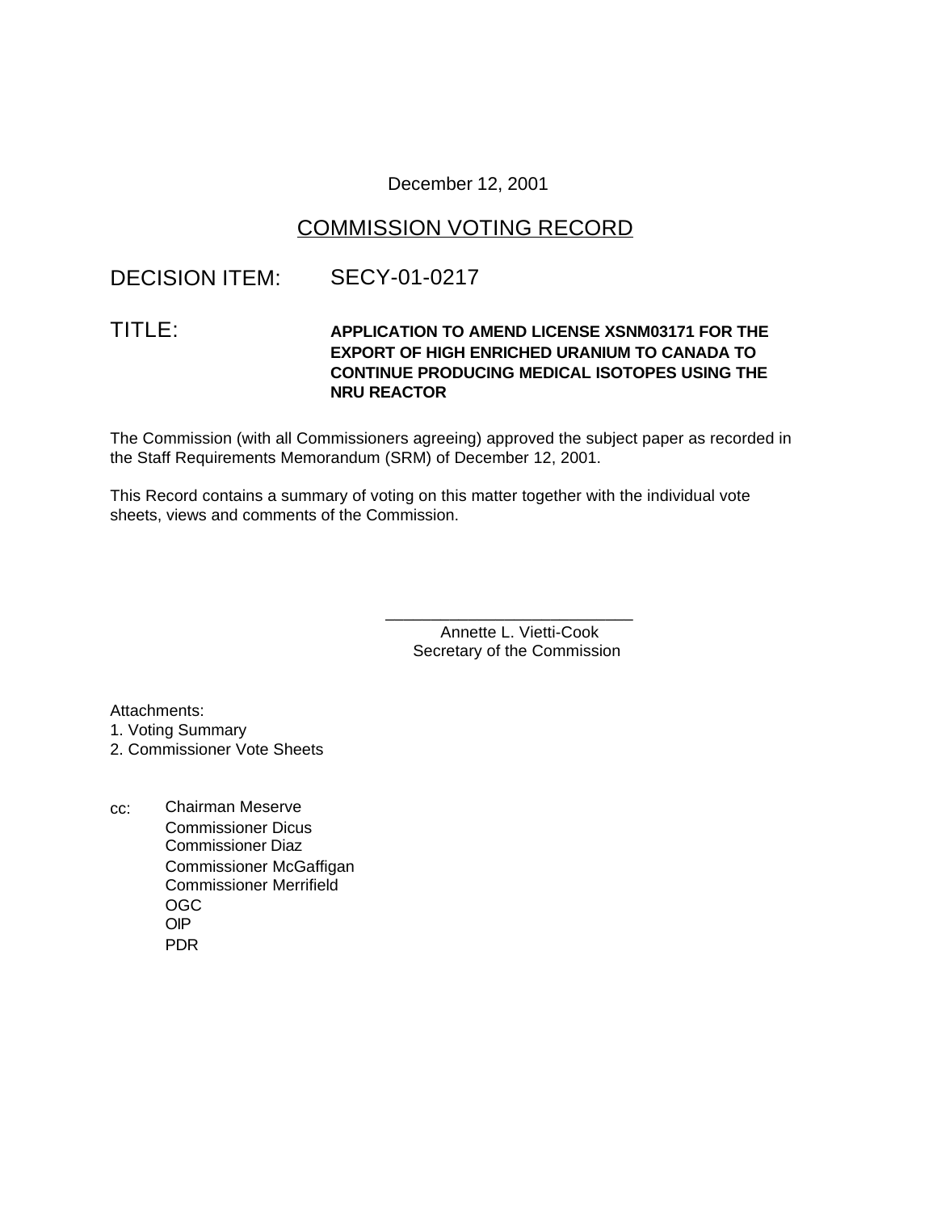December 12, 2001

# COMMISSION VOTING RECORD

**DECISION ITEM:** SECY-01-0217

**TITLE:** **APPLICATION TO AMEND LICENSE XSNM03171 FOR THE EXPORT OF HIGH ENRICHED URANIUM TO CANADA TO CONTINUE PRODUCING MEDICAL ISOTOPES USING THE NRU REACTOR**

The Commission (with all Commissioners agreeing) approved the subject paper as recorded in the Staff Requirements Memorandum (SRM) of December 12, 2001.

This Record contains a summary of voting on this matter together with the individual vote sheets, views and comments of the Commission.

\_\_\_\_\_\_\_\_\_\_\_\_\_\_\_\_\_\_\_\_\_\_\_\_\_\_\_\_
Annette L. Vietti-Cook
Secretary of the Commission

Attachments:
1. Voting Summary
2. Commissioner Vote Sheets

cc:
Chairman Meserve
Commissioner Dicus
Commissioner Diaz
Commissioner McGaffigan
Commissioner Merrifield
OGC
OIP
PDR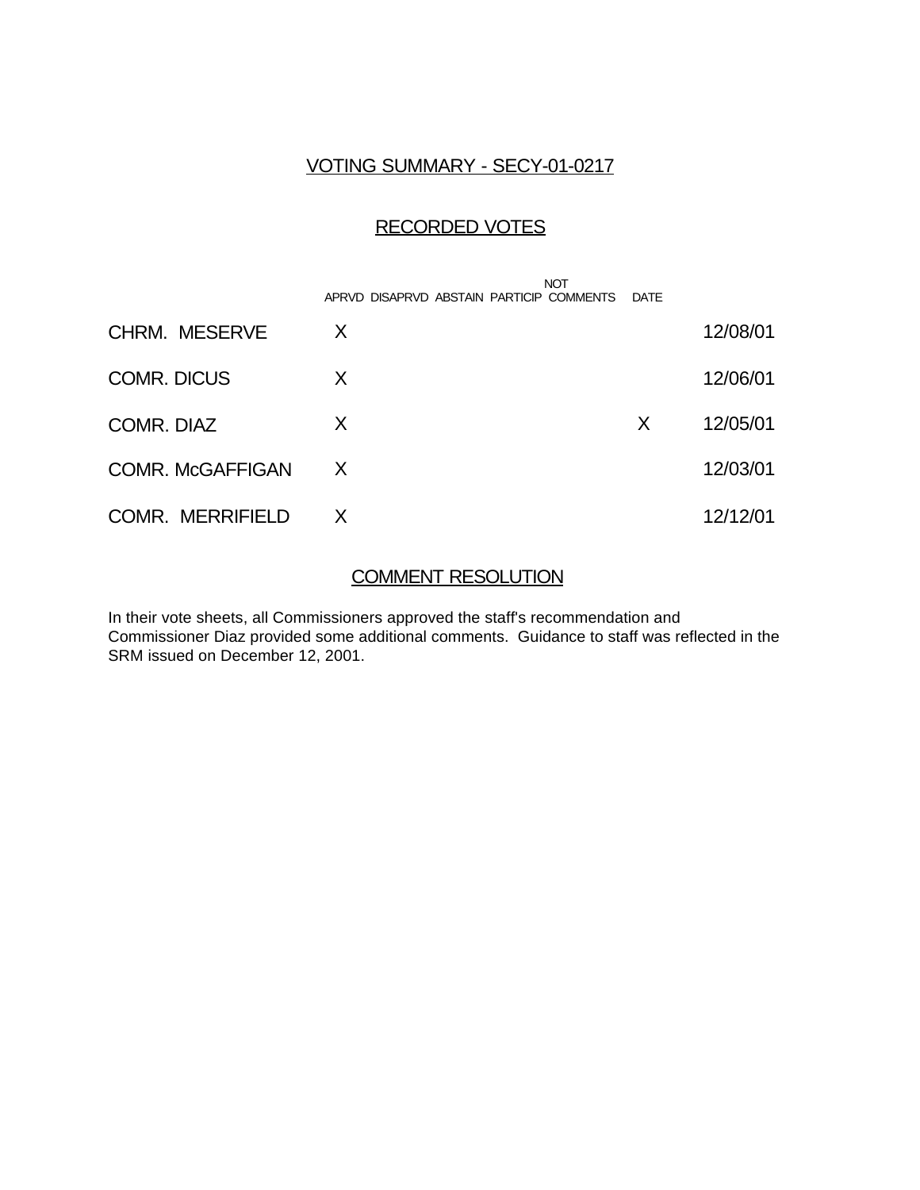## VOTING SUMMARY - SECY-01-0217

### RECORDED VOTES

| | APRVD | DISAPRVD | ABSTAIN | NOT PARTICIP | COMMENTS | DATE |
|---|---|---|---|---|---|---|
| CHRM. MESERVE | X | | | | | 12/08/01 |
| COMR. DICUS | X | | | | | 12/06/01 |
| COMR. DIAZ | X | | | | X | 12/05/01 |
| COMR. McGAFFIGAN | X | | | | | 12/03/01 |
| COMR. MERRIFIELD | X | | | | | 12/12/01 |

### COMMENT RESOLUTION

In their vote sheets, all Commissioners approved the staff's recommendation and Commissioner Diaz provided some additional comments. Guidance to staff was reflected in the SRM issued on December 12, 2001.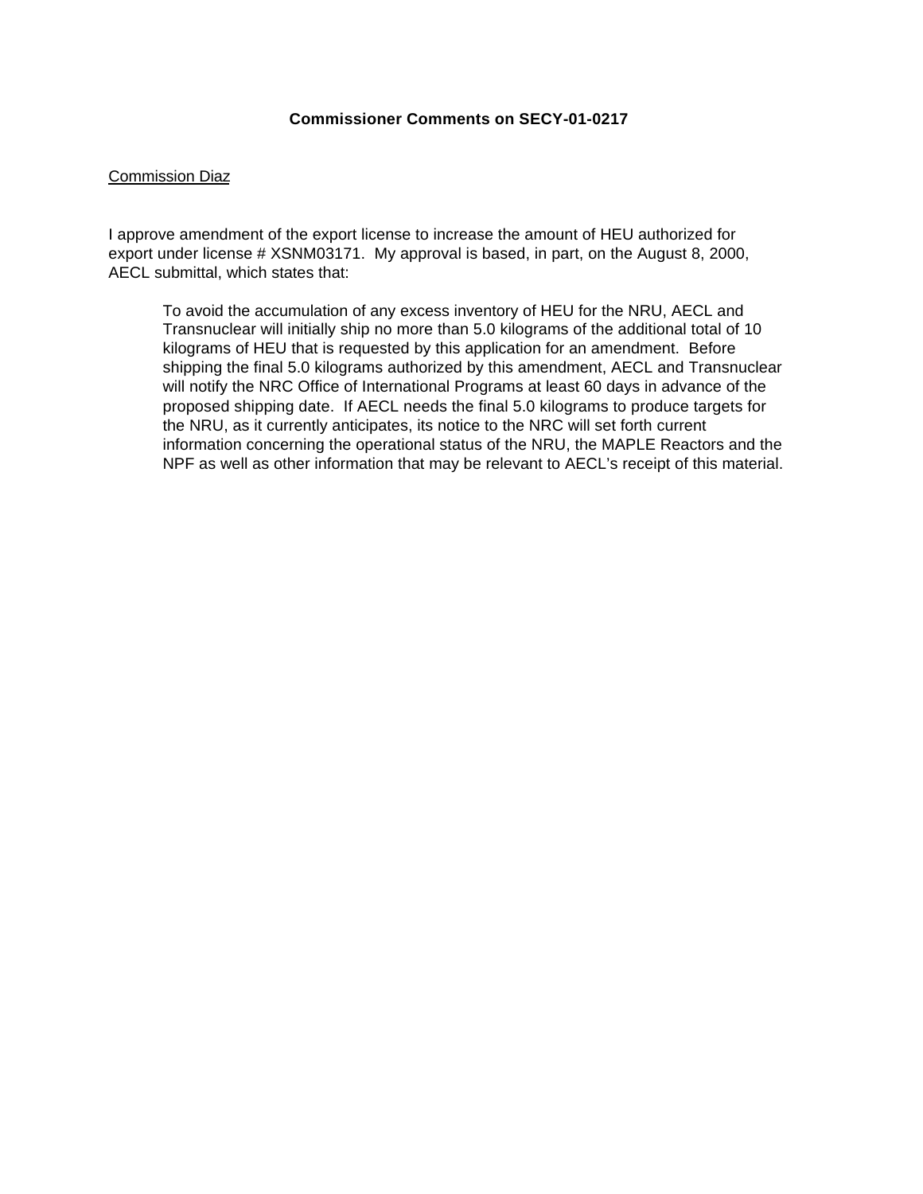**Commissioner Comments on SECY-01-0217**

Commission Diaz

I approve amendment of the export license to increase the amount of HEU authorized for export under license # XSNM03171. My approval is based, in part, on the August 8, 2000, AECL submittal, which states that:

> To avoid the accumulation of any excess inventory of HEU for the NRU, AECL and Transnuclear will initially ship no more than 5.0 kilograms of the additional total of 10 kilograms of HEU that is requested by this application for an amendment. Before shipping the final 5.0 kilograms authorized by this amendment, AECL and Transnuclear will notify the NRC Office of International Programs at least 60 days in advance of the proposed shipping date. If AECL needs the final 5.0 kilograms to produce targets for the NRU, as it currently anticipates, its notice to the NRC will set forth current information concerning the operational status of the NRU, the MAPLE Reactors and the NPF as well as other information that may be relevant to AECL's receipt of this material.